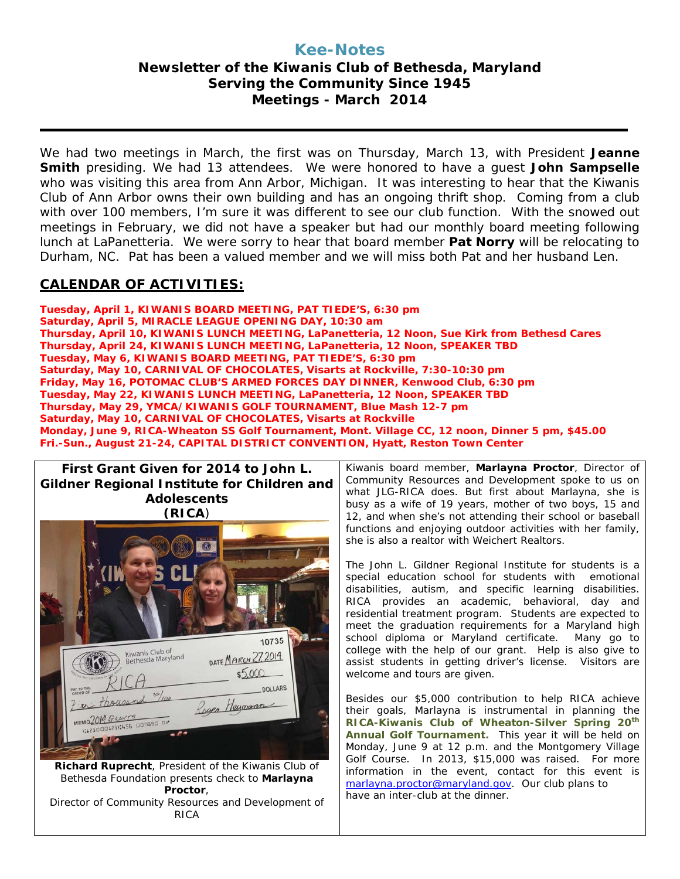# Kee-Notes

## Newsletter of the Kiwanis Club of Bethesda, Maryland
## Serving the Community Since 1945
## Meetings - March 2014

We had two meetings in March, the first was on Thursday, March 13, with President **Jeanne Smith** presiding. We had 13 attendees. We were honored to have a guest **John Sampselle** who was visiting this area from Ann Arbor, Michigan. It was interesting to hear that the Kiwanis Club of Ann Arbor owns their own building and has an ongoing thrift shop. Coming from a club with over 100 members, I'm sure it was different to see our club function. With the snowed out meetings in February, we did not have a speaker but had our monthly board meeting following lunch at LaPanetteria. We were sorry to hear that board member **Pat Norry** will be relocating to Durham, NC. Pat has been a valued member and we will miss both Pat and her husband Len.

## CALENDAR OF ACTIVITIES:

**Tuesday, April 1, KIWANIS BOARD MEETING, PAT TIEDE'S, 6:30 pm**
**Saturday, April 5, MIRACLE LEAGUE OPENING DAY, 10:30 am**
**Thursday, April 10, KIWANIS LUNCH MEETING, LaPanetteria, 12 Noon, Sue Kirk from Bethesd Cares**
**Thursday, April 24, KIWANIS LUNCH MEETING, LaPanetteria, 12 Noon, SPEAKER TBD**
**Tuesday, May 6, KIWANIS BOARD MEETING, PAT TIEDE'S, 6:30 pm**
**Saturday, May 10, CARNIVAL OF CHOCOLATES, Visarts at Rockville, 7:30-10:30 pm**
**Friday, May 16, POTOMAC CLUB'S ARMED FORCES DAY DINNER, Kenwood Club, 6:30 pm**
**Tuesday, May 22, KIWANIS LUNCH MEETING, LaPanetteria, 12 Noon, SPEAKER TBD**
**Thursday, May 29, YMCA/KIWANIS GOLF TOURNAMENT, Blue Mash 12-7 pm**
**Saturday, May 10, CARNIVAL OF CHOCOLATES, Visarts at Rockville**
**Monday, June 9, RICA-Wheaton SS Golf Tournament, Mont. Village CC, 12 noon, Dinner 5 pm, $45.00**
**Fri.-Sun., August 21-24, CAPITAL DISTRICT CONVENTION, Hyatt, Reston Town Center**

### First Grant Given for 2014 to John L. Gildner Regional Institute for Children and Adolescents (RICA)

**Richard Ruprecht**, President of the Kiwanis Club of Bethesda Foundation presents check to **Marlayna Proctor**, Director of Community Resources and Development of RICA

Kiwanis board member, **Marlayna Proctor**, Director of Community Resources and Development spoke to us on what JLG-RICA does. But first about Marlayna, she is busy as a wife of 19 years, mother of two boys, 15 and 12, and when she's not attending their school or baseball functions and enjoying outdoor activities with her family, she is also a realtor with Weichert Realtors.

The John L. Gildner Regional Institute for students is a special education school for students with emotional disabilities, autism, and specific learning disabilities. RICA provides an academic, behavioral, day and residential treatment program. Students are expected to meet the graduation requirements for a Maryland high school diploma or Maryland certificate. Many go to college with the help of our grant. Help is also give to assist students in getting driver's license. Visitors are welcome and tours are given.

Besides our $5,000 contribution to help RICA achieve their goals, Marlayna is instrumental in planning the **RICA-Kiwanis Club of Wheaton-Silver Spring 20th Annual Golf Tournament.** This year it will be held on Monday, June 9 at 12 p.m. and the Montgomery Village Golf Course. In 2013, $15,000 was raised. For more information in the event, contact for this event is marlayna.proctor@maryland.gov. Our club plans to have an inter-club at the dinner.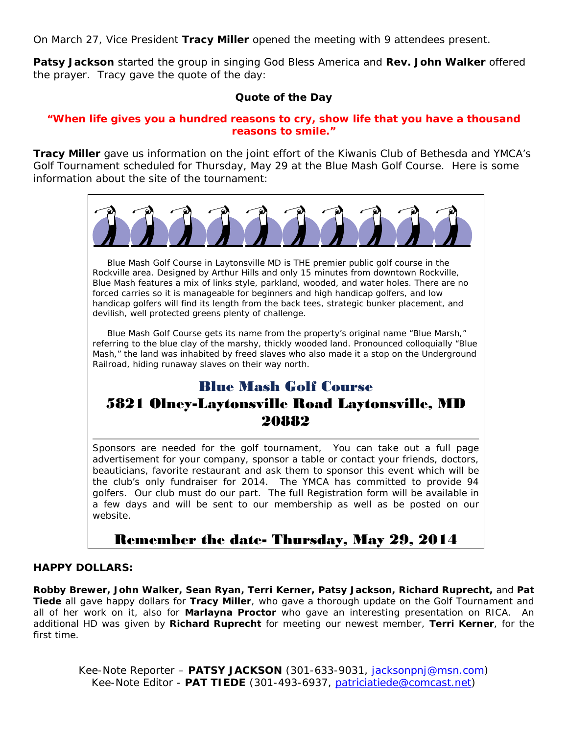On March 27, Vice President **Tracy Miller** opened the meeting with 9 attendees present.

**Patsy Jackson** started the group in singing God Bless America and **Rev. John Walker** offered the prayer. Tracy gave the quote of the day:

**Quote of the Day**

**"When life gives you a hundred reasons to cry, show life that you have a thousand reasons to smile."**

**Tracy Miller** gave us information on the joint effort of the Kiwanis Club of Bethesda and YMCA's Golf Tournament scheduled for Thursday, May 29 at the Blue Mash Golf Course. Here is some information about the site of the tournament:

Blue Mash Golf Course in Laytonsville MD is THE premier public golf course in the Rockville area. Designed by Arthur Hills and only 15 minutes from downtown Rockville, Blue Mash features a mix of links style, parkland, wooded, and water holes. There are no forced carries so it is manageable for beginners and high handicap golfers, and low handicap golfers will find its length from the back tees, strategic bunker placement, and devilish, well protected greens plenty of challenge.

Blue Mash Golf Course gets its name from the property's original name "Blue Marsh," referring to the blue clay of the marshy, thickly wooded land. Pronounced colloquially "Blue Mash," the land was inhabited by freed slaves who also made it a stop on the Underground Railroad, hiding runaway slaves on their way north.

## Blue Mash Golf Course
## 5821 Olney-Laytonsville Road Laytonsville, MD 20882

*Sponsors are needed for the golf tournament, You can take out a full page advertisement for your company, sponsor a table or contact your friends, doctors, beauticians, favorite restaurant and ask them to sponsor this event which will be the club's only fundraiser for 2014. The YMCA has committed to provide 94 golfers. Our club must do our part. The full Registration form will be available in a few days and will be sent to our membership as well as be posted on our website.*

## Remember the date- Thursday, May 29, 2014

**HAPPY DOLLARS:**

**Robby Brewer, John Walker, Sean Ryan, Terri Kerner, Patsy Jackson, Richard Ruprecht,** and **Pat Tiede** all gave happy dollars for **Tracy Miller**, who gave a thorough update on the Golf Tournament and all of her work on it, also for **Marlayna Proctor** who gave an interesting presentation on RICA. An additional HD was given by **Richard Ruprecht** for meeting our newest member, **Terri Kerner**, for the first time.

Kee-Note Reporter – **PATSY JACKSON** (301-633-9031, jacksonpnj@msn.com)
Kee-Note Editor - **PAT TIEDE** (301-493-6937, patriciatiede@comcast.net)